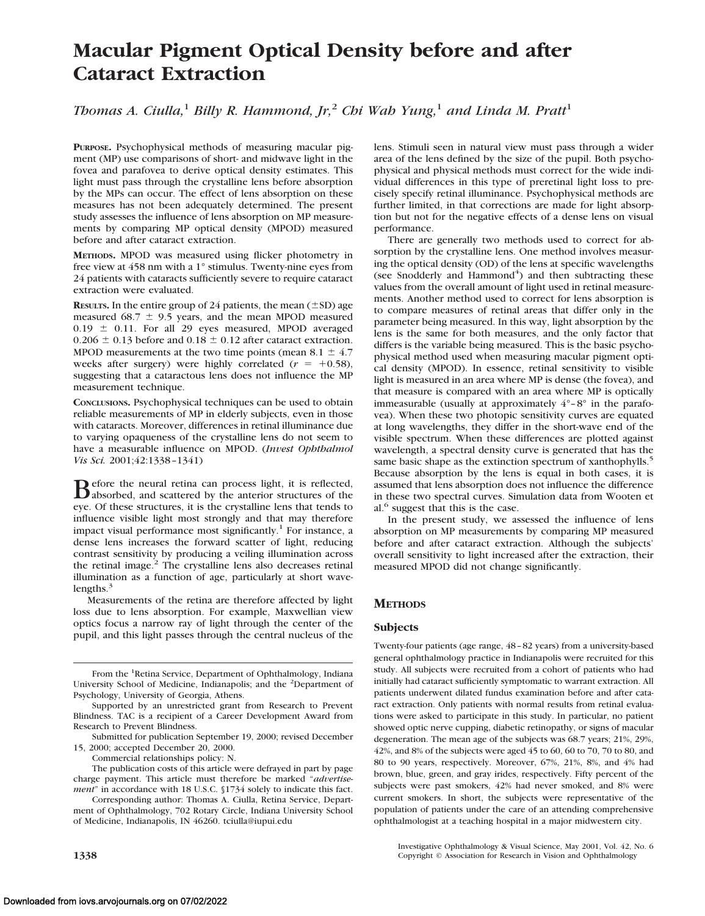# Macular Pigment Optical Density before and after Cataract Extraction

*Thomas A. Ciulla,*[1] *Billy R. Hammond, Jr,*[2] *Chi Wah Yung,*[1] *and Linda M. Pratt*[1]

**PURPOSE.** Psychophysical methods of measuring macular pigment (MP) use comparisons of short- and midwave light in the fovea and parafovea to derive optical density estimates. This light must pass through the crystalline lens before absorption by the MPs can occur. The effect of lens absorption on these measures has not been adequately determined. The present study assesses the influence of lens absorption on MP measurements by comparing MP optical density (MPOD) measured before and after cataract extraction.

**METHODS.** MPOD was measured using flicker photometry in free view at 458 nm with a 1° stimulus. Twenty-nine eyes from 24 patients with cataracts sufficiently severe to require cataract extraction were evaluated.

**RESULTS.** In the entire group of 24 patients, the mean (±SD) age measured 68.7 ± 9.5 years, and the mean MPOD measured 0.19 ± 0.11. For all 29 eyes measured, MPOD averaged 0.206 ± 0.13 before and 0.18 ± 0.12 after cataract extraction. MPOD measurements at the two time points (mean 8.1 ± 4.7 weeks after surgery) were highly correlated ($r = +0.58$), suggesting that a cataractous lens does not influence the MP measurement technique.

**CONCLUSIONS.** Psychophysical techniques can be used to obtain reliable measurements of MP in elderly subjects, even in those with cataracts. Moreover, differences in retinal illuminance due to varying opaqueness of the crystalline lens do not seem to have a measurable influence on MPOD. (*Invest Ophthalmol Vis Sci.* 2001;42:1338–1341)

Before the neural retina can process light, it is reflected, absorbed, and scattered by the anterior structures of the eye. Of these structures, it is the crystalline lens that tends to influence visible light most strongly and that may therefore impact visual performance most significantly.[1] For instance, a dense lens increases the forward scatter of light, reducing contrast sensitivity by producing a veiling illumination across the retinal image.[2] The crystalline lens also decreases retinal illumination as a function of age, particularly at short wavelengths.[3]

Measurements of the retina are therefore affected by light loss due to lens absorption. For example, Maxwellian view optics focus a narrow ray of light through the center of the pupil, and this light passes through the central nucleus of the lens. Stimuli seen in natural view must pass through a wider area of the lens defined by the size of the pupil. Both psychophysical and physical methods must correct for the wide individual differences in this type of preretinal light loss to precisely specify retinal illuminance. Psychophysical methods are further limited, in that corrections are made for light absorption but not for the negative effects of a dense lens on visual performance.

There are generally two methods used to correct for absorption by the crystalline lens. One method involves measuring the optical density (OD) of the lens at specific wavelengths (see Snodderly and Hammond[4]) and then subtracting these values from the overall amount of light used in retinal measurements. Another method used to correct for lens absorption is to compare measures of retinal areas that differ only in the parameter being measured. In this way, light absorption by the lens is the same for both measures, and the only factor that differs is the variable being measured. This is the basic psychophysical method used when measuring macular pigment optical density (MPOD). In essence, retinal sensitivity to visible light is measured in an area where MP is dense (the fovea), and that measure is compared with an area where MP is optically immeasurable (usually at approximately 4°–8° in the parafovea). When these two photopic sensitivity curves are equated at long wavelengths, they differ in the short-wave end of the visible spectrum. When these differences are plotted against wavelength, a spectral density curve is generated that has the same basic shape as the extinction spectrum of xanthophylls.[5] Because absorption by the lens is equal in both cases, it is assumed that lens absorption does not influence the difference in these two spectral curves. Simulation data from Wooten et al.[6] suggest that this is the case.

In the present study, we assessed the influence of lens absorption on MP measurements by comparing MP measured before and after cataract extraction. Although the subjects' overall sensitivity to light increased after the extraction, their measured MPOD did not change significantly.

## METHODS

### Subjects

Twenty-four patients (age range, 48–82 years) from a university-based general ophthalmology practice in Indianapolis were recruited for this study. All subjects were recruited from a cohort of patients who had initially had cataract sufficiently symptomatic to warrant extraction. All patients underwent dilated fundus examination before and after cataract extraction. Only patients with normal results from retinal evaluations were asked to participate in this study. In particular, no patient showed optic nerve cupping, diabetic retinopathy, or signs of macular degeneration. The mean age of the subjects was 68.7 years; 21%, 29%, 42%, and 8% of the subjects were aged 45 to 60, 60 to 70, 70 to 80, and 80 to 90 years, respectively. Moreover, 67%, 21%, 8%, and 4% had brown, blue, green, and gray irides, respectively. Fifty percent of the subjects were past smokers, 42% had never smoked, and 8% were current smokers. In short, the subjects were representative of the population of patients under the care of an attending comprehensive ophthalmologist at a teaching hospital in a major midwestern city.

---

From the [1]Retina Service, Department of Ophthalmology, Indiana University School of Medicine, Indianapolis; and the [2]Department of Psychology, University of Georgia, Athens.

Supported by an unrestricted grant from Research to Prevent Blindness. TAC is a recipient of a Career Development Award from Research to Prevent Blindness.

Submitted for publication September 19, 2000; revised December 15, 2000; accepted December 20, 2000.

Commercial relationships policy: N.

The publication costs of this article were defrayed in part by page charge payment. This article must therefore be marked "*advertisement*" in accordance with 18 U.S.C. §1734 solely to indicate this fact.

Corresponding author: Thomas A. Ciulla, Retina Service, Department of Ophthalmology, 702 Rotary Circle, Indiana University School of Medicine, Indianapolis, IN 46260. tciulla@iupui.edu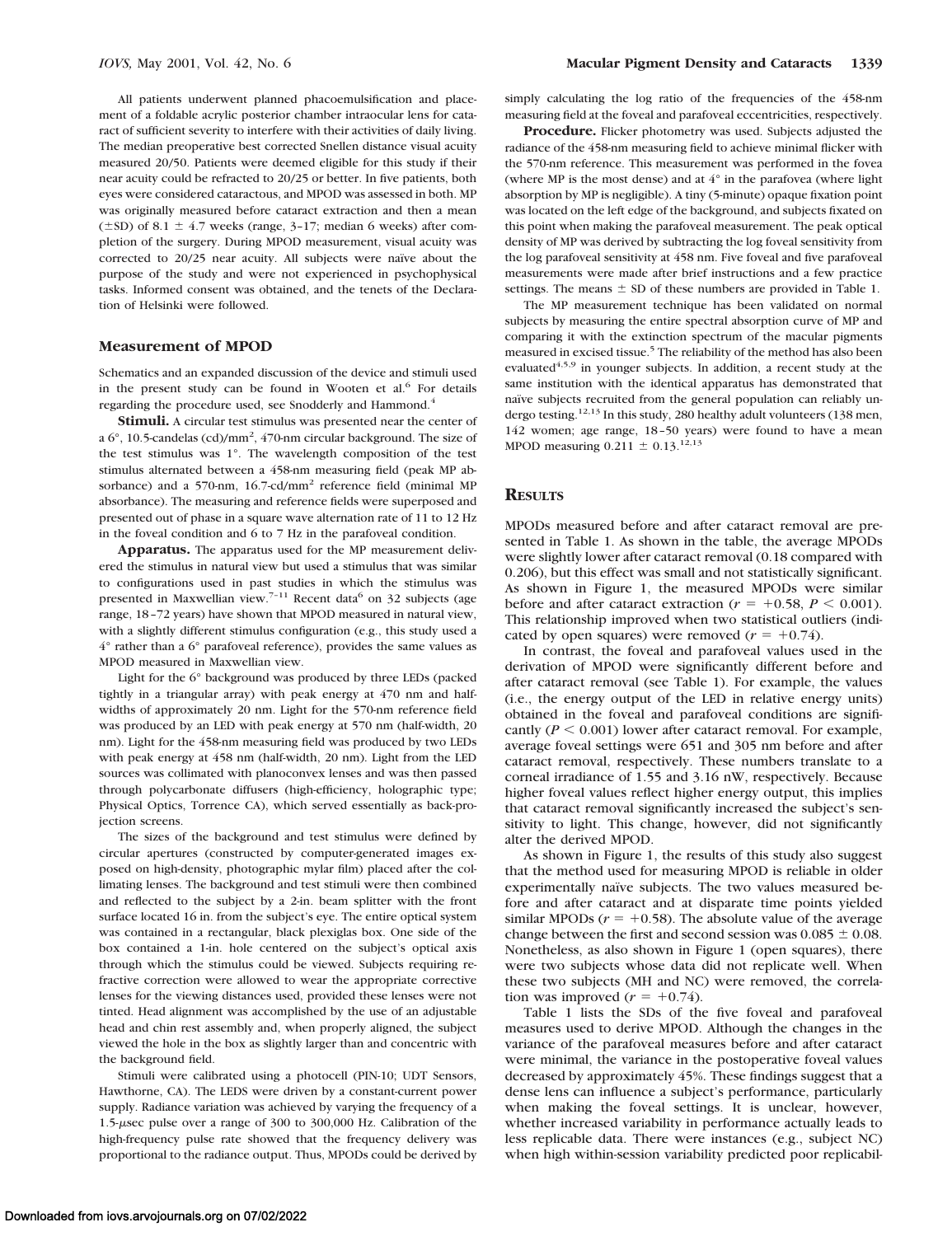All patients underwent planned phacoemulsification and placement of a foldable acrylic posterior chamber intraocular lens for cataract of sufficient severity to interfere with their activities of daily living. The median preoperative best corrected Snellen distance visual acuity measured 20/50. Patients were deemed eligible for this study if their near acuity could be refracted to 20/25 or better. In five patients, both eyes were considered cataractous, and MPOD was assessed in both. MP was originally measured before cataract extraction and then a mean (±SD) of 8.1 ± 4.7 weeks (range, 3–17; median 6 weeks) after completion of the surgery. During MPOD measurement, visual acuity was corrected to 20/25 near acuity. All subjects were naïve about the purpose of the study and were not experienced in psychophysical tasks. Informed consent was obtained, and the tenets of the Declaration of Helsinki were followed.

## Measurement of MPOD

Schematics and an expanded discussion of the device and stimuli used in the present study can be found in Wooten et al.[6] For details regarding the procedure used, see Snodderly and Hammond.[4]

**Stimuli.** A circular test stimulus was presented near the center of a 6°, 10.5-candelas (cd)/mm$^2$, 470-nm circular background. The size of the test stimulus was 1°. The wavelength composition of the test stimulus alternated between a 458-nm measuring field (peak MP absorbance) and a 570-nm, 16.7-cd/mm$^2$ reference field (minimal MP absorbance). The measuring and reference fields were superposed and presented out of phase in a square wave alternation rate of 11 to 12 Hz in the foveal condition and 6 to 7 Hz in the parafoveal condition.

**Apparatus.** The apparatus used for the MP measurement delivered the stimulus in natural view but used a stimulus that was similar to configurations used in past studies in which the stimulus was presented in Maxwellian view.[7–11] Recent data[6] on 32 subjects (age range, 18–72 years) have shown that MPOD measured in natural view, with a slightly different stimulus configuration (e.g., this study used a 4° rather than a 6° parafoveal reference), provides the same values as MPOD measured in Maxwellian view.

Light for the 6° background was produced by three LEDs (packed tightly in a triangular array) with peak energy at 470 nm and half-widths of approximately 20 nm. Light for the 570-nm reference field was produced by an LED with peak energy at 570 nm (half-width, 20 nm). Light for the 458-nm measuring field was produced by two LEDs with peak energy at 458 nm (half-width, 20 nm). Light from the LED sources was collimated with planoconvex lenses and was then passed through polycarbonate diffusers (high-efficiency, holographic type; Physical Optics, Torrence CA), which served essentially as back-projection screens.

The sizes of the background and test stimulus were defined by circular apertures (constructed by computer-generated images exposed on high-density, photographic mylar film) placed after the collimating lenses. The background and test stimuli were then combined and reflected to the subject by a 2-in. beam splitter with the front surface located 16 in. from the subject's eye. The entire optical system was contained in a rectangular, black plexiglas box. One side of the box contained a 1-in. hole centered on the subject's optical axis through which the stimulus could be viewed. Subjects requiring refractive correction were allowed to wear the appropriate corrective lenses for the viewing distances used, provided these lenses were not tinted. Head alignment was accomplished by the use of an adjustable head and chin rest assembly and, when properly aligned, the subject viewed the hole in the box as slightly larger than and concentric with the background field.

Stimuli were calibrated using a photocell (PIN-10; UDT Sensors, Hawthorne, CA). The LEDS were driven by a constant-current power supply. Radiance variation was achieved by varying the frequency of a 1.5-μsec pulse over a range of 300 to 300,000 Hz. Calibration of the high-frequency pulse rate showed that the frequency delivery was proportional to the radiance output. Thus, MPODs could be derived by simply calculating the log ratio of the frequencies of the 458-nm measuring field at the foveal and parafoveal eccentricities, respectively.

**Procedure.** Flicker photometry was used. Subjects adjusted the radiance of the 458-nm measuring field to achieve minimal flicker with the 570-nm reference. This measurement was performed in the fovea (where MP is the most dense) and at 4° in the parafovea (where light absorption by MP is negligible). A tiny (5-minute) opaque fixation point was located on the left edge of the background, and subjects fixated on this point when making the parafoveal measurement. The peak optical density of MP was derived by subtracting the log foveal sensitivity from the log parafoveal sensitivity at 458 nm. Five foveal and five parafoveal measurements were made after brief instructions and a few practice settings. The means ± SD of these numbers are provided in Table 1.

The MP measurement technique has been validated on normal subjects by measuring the entire spectral absorption curve of MP and comparing it with the extinction spectrum of the macular pigments measured in excised tissue.[5] The reliability of the method has also been evaluated[4,5,9] in younger subjects. In addition, a recent study at the same institution with the identical apparatus has demonstrated that naïve subjects recruited from the general population can reliably undergo testing.[12,13] In this study, 280 healthy adult volunteers (138 men, 142 women; age range, 18–50 years) were found to have a mean MPOD measuring 0.211 ± 0.13.[12,13]

# Results

MPODs measured before and after cataract removal are presented in Table 1. As shown in the table, the average MPODs were slightly lower after cataract removal (0.18 compared with 0.206), but this effect was small and not statistically significant. As shown in Figure 1, the measured MPODs were similar before and after cataract extraction ($r = +0.58$, $P < 0.001$). This relationship improved when two statistical outliers (indicated by open squares) were removed ($r = +0.74$).

In contrast, the foveal and parafoveal values used in the derivation of MPOD were significantly different before and after cataract removal (see Table 1). For example, the values (i.e., the energy output of the LED in relative energy units) obtained in the foveal and parafoveal conditions are significantly ($P < 0.001$) lower after cataract removal. For example, average foveal settings were 651 and 305 nm before and after cataract removal, respectively. These numbers translate to a corneal irradiance of 1.55 and 3.16 nW, respectively. Because higher foveal values reflect higher energy output, this implies that cataract removal significantly increased the subject's sensitivity to light. This change, however, did not significantly alter the derived MPOD.

As shown in Figure 1, the results of this study also suggest that the method used for measuring MPOD is reliable in older experimentally naïve subjects. The two values measured before and after cataract and at disparate time points yielded similar MPODs ($r = +0.58$). The absolute value of the average change between the first and second session was 0.085 ± 0.08. Nonetheless, as also shown in Figure 1 (open squares), there were two subjects whose data did not replicate well. When these two subjects (MH and NC) were removed, the correlation was improved ($r = +0.74$).

Table 1 lists the SDs of the five foveal and parafoveal measures used to derive MPOD. Although the changes in the variance of the parafoveal measures before and after cataract were minimal, the variance in the postoperative foveal values decreased by approximately 45%. These findings suggest that a dense lens can influence a subject's performance, particularly when making the foveal settings. It is unclear, however, whether increased variability in performance actually leads to less replicable data. There were instances (e.g., subject NC) when high within-session variability predicted poor replicabil-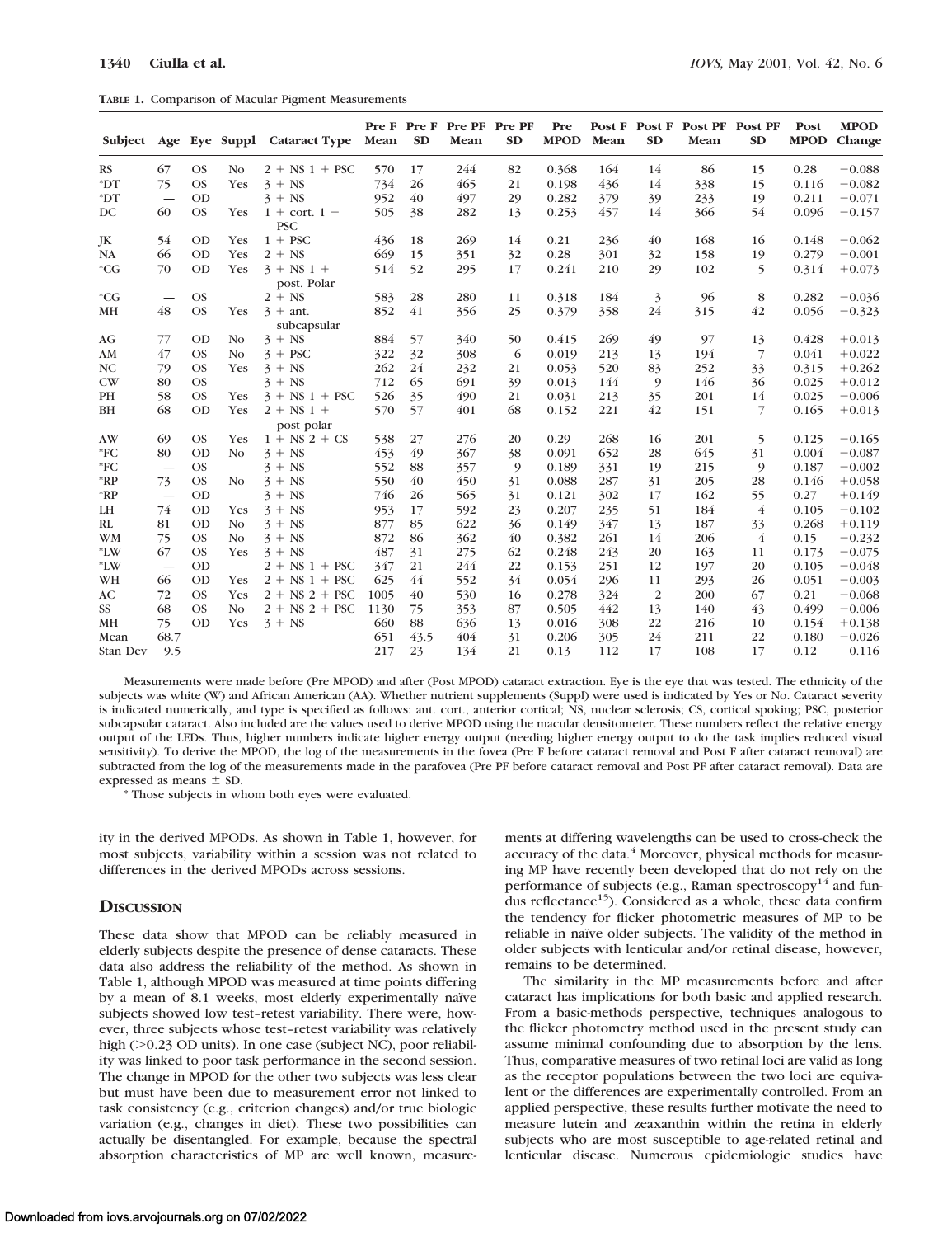**TABLE 1.** Comparison of Macular Pigment Measurements

| Subject | Age | Eye | Suppl | Cataract Type | Pre F Mean | Pre F SD | Pre PF Mean | Pre PF SD | Pre MPOD | Post F Mean | Post F SD | Post PF Mean | Post PF SD | Post MPOD | MPOD Change |
|---|---|---|---|---|---|---|---|---|---|---|---|---|---|---|---|
| RS | 67 | OS | No | 2 + NS 1 + PSC | 570 | 17 | 244 | 82 | 0.368 | 164 | 14 | 86 | 15 | 0.28 | −0.088 |
| *DT | 75 | OS | Yes | 3 + NS | 734 | 26 | 465 | 21 | 0.198 | 436 | 14 | 338 | 15 | 0.116 | −0.082 |
| *DT | — | OD | | 3 + NS | 952 | 40 | 497 | 29 | 0.282 | 379 | 39 | 233 | 19 | 0.211 | −0.071 |
| DC | 60 | OS | Yes | 1 + cort. 1 + PSC | 505 | 38 | 282 | 13 | 0.253 | 457 | 14 | 366 | 54 | 0.096 | −0.157 |
| JK | 54 | OD | Yes | 1 + PSC | 436 | 18 | 269 | 14 | 0.21 | 236 | 40 | 168 | 16 | 0.148 | −0.062 |
| NA | 66 | OD | Yes | 2 + NS | 669 | 15 | 351 | 32 | 0.28 | 301 | 32 | 158 | 19 | 0.279 | −0.001 |
| *CG | 70 | OD | Yes | 3 + NS 1 + post. Polar | 514 | 52 | 295 | 17 | 0.241 | 210 | 29 | 102 | 5 | 0.314 | +0.073 |
| *CG | — | OS | | 2 + NS | 583 | 28 | 280 | 11 | 0.318 | 184 | 3 | 96 | 8 | 0.282 | −0.036 |
| MH | 48 | OS | Yes | 3 + ant. subcapsular | 852 | 41 | 356 | 25 | 0.379 | 358 | 24 | 315 | 42 | 0.056 | −0.323 |
| AG | 77 | OD | No | 3 + NS | 884 | 57 | 340 | 50 | 0.415 | 269 | 49 | 97 | 13 | 0.428 | +0.013 |
| AM | 47 | OS | No | 3 + PSC | 322 | 32 | 308 | 6 | 0.019 | 213 | 13 | 194 | 7 | 0.041 | +0.022 |
| NC | 79 | OS | Yes | 3 + NS | 262 | 24 | 232 | 21 | 0.053 | 520 | 83 | 252 | 33 | 0.315 | +0.262 |
| CW | 80 | OS | | 3 + NS | 712 | 65 | 691 | 39 | 0.013 | 144 | 9 | 146 | 36 | 0.025 | +0.012 |
| PH | 58 | OS | Yes | 3 + NS 1 + PSC | 526 | 35 | 490 | 21 | 0.031 | 213 | 35 | 201 | 14 | 0.025 | −0.006 |
| BH | 68 | OD | Yes | 2 + NS 1 + post polar | 570 | 57 | 401 | 68 | 0.152 | 221 | 42 | 151 | 7 | 0.165 | +0.013 |
| AW | 69 | OS | Yes | 1 + NS 2 + CS | 538 | 27 | 276 | 20 | 0.29 | 268 | 16 | 201 | 5 | 0.125 | −0.165 |
| *FC | 80 | OD | No | 3 + NS | 453 | 49 | 367 | 38 | 0.091 | 652 | 28 | 645 | 31 | 0.004 | −0.087 |
| *FC | — | OS | | 3 + NS | 552 | 88 | 357 | 9 | 0.189 | 331 | 19 | 215 | 9 | 0.187 | −0.002 |
| *RP | 73 | OS | No | 3 + NS | 550 | 40 | 450 | 31 | 0.088 | 287 | 31 | 205 | 28 | 0.146 | +0.058 |
| *RP | — | OD | | 3 + NS | 746 | 26 | 565 | 31 | 0.121 | 302 | 17 | 162 | 55 | 0.27 | +0.149 |
| LH | 74 | OD | Yes | 3 + NS | 953 | 17 | 592 | 23 | 0.207 | 235 | 51 | 184 | 4 | 0.105 | −0.102 |
| RL | 81 | OD | No | 3 + NS | 877 | 85 | 622 | 36 | 0.149 | 347 | 13 | 187 | 33 | 0.268 | +0.119 |
| WM | 75 | OS | No | 3 + NS | 872 | 86 | 362 | 40 | 0.382 | 261 | 14 | 206 | 4 | 0.15 | −0.232 |
| *LW | 67 | OS | Yes | 3 + NS | 487 | 31 | 275 | 62 | 0.248 | 243 | 20 | 163 | 11 | 0.173 | −0.075 |
| *LW | — | OD | | 2 + NS 1 + PSC | 347 | 21 | 244 | 22 | 0.153 | 251 | 12 | 197 | 20 | 0.105 | −0.048 |
| WH | 66 | OD | Yes | 2 + NS 1 + PSC | 625 | 44 | 552 | 34 | 0.054 | 296 | 11 | 293 | 26 | 0.051 | −0.003 |
| AC | 72 | OS | Yes | 2 + NS 2 + PSC | 1005 | 40 | 530 | 16 | 0.278 | 324 | 2 | 200 | 67 | 0.21 | −0.068 |
| SS | 68 | OS | No | 2 + NS 2 + PSC | 1130 | 75 | 353 | 87 | 0.505 | 442 | 13 | 140 | 43 | 0.499 | −0.006 |
| MH | 75 | OD | Yes | 3 + NS | 660 | 88 | 636 | 13 | 0.016 | 308 | 22 | 216 | 10 | 0.154 | +0.138 |
| Mean | 68.7 | | | | 651 | 43.5 | 404 | 31 | 0.206 | 305 | 24 | 211 | 22 | 0.180 | −0.026 |
| Stan Dev | 9.5 | | | | 217 | 23 | 134 | 21 | 0.13 | 112 | 17 | 108 | 17 | 0.12 | 0.116 |

Measurements were made before (Pre MPOD) and after (Post MPOD) cataract extraction. Eye is the eye that was tested. The ethnicity of the subjects was white (W) and African American (AA). Whether nutrient supplements (Suppl) were used is indicated by Yes or No. Cataract severity is indicated numerically, and type is specified as follows: ant. cort., anterior cortical; NS, nuclear sclerosis; CS, cortical spoking; PSC, posterior subcapsular cataract. Also included are the values used to derive MPOD using the macular densitometer. These numbers reflect the relative energy output of the LEDs. Thus, higher numbers indicate higher energy output (needing higher energy output to do the task implies reduced visual sensitivity). To derive the MPOD, the log of the measurements in the fovea (Pre F before cataract removal and Post F after cataract removal) are subtracted from the log of the measurements made in the parafovea (Pre PF before cataract removal and Post PF after cataract removal). Data are expressed as means ± SD.

\* Those subjects in whom both eyes were evaluated.

ity in the derived MPODs. As shown in Table 1, however, for most subjects, variability within a session was not related to differences in the derived MPODs across sessions.

## Discussion

These data show that MPOD can be reliably measured in elderly subjects despite the presence of dense cataracts. These data also address the reliability of the method. As shown in Table 1, although MPOD was measured at time points differing by a mean of 8.1 weeks, most elderly experimentally naïve subjects showed low test–retest variability. There were, however, three subjects whose test–retest variability was relatively high (>0.23 OD units). In one case (subject NC), poor reliability was linked to poor task performance in the second session. The change in MPOD for the other two subjects was less clear but must have been due to measurement error not linked to task consistency (e.g., criterion changes) and/or true biologic variation (e.g., changes in diet). These two possibilities can actually be disentangled. For example, because the spectral absorption characteristics of MP are well known, measurements at differing wavelengths can be used to cross-check the accuracy of the data.[4] Moreover, physical methods for measuring MP have recently been developed that do not rely on the performance of subjects (e.g., Raman spectroscopy[14] and fundus reflectance[15]). Considered as a whole, these data confirm the tendency for flicker photometric measures of MP to be reliable in naïve older subjects. The validity of the method in older subjects with lenticular and/or retinal disease, however, remains to be determined.

The similarity in the MP measurements before and after cataract has implications for both basic and applied research. From a basic-methods perspective, techniques analogous to the flicker photometry method used in the present study can assume minimal confounding due to absorption by the lens. Thus, comparative measures of two retinal loci are valid as long as the receptor populations between the two loci are equivalent or the differences are experimentally controlled. From an applied perspective, these results further motivate the need to measure lutein and zeaxanthin within the retina in elderly subjects who are most susceptible to age-related retinal and lenticular disease. Numerous epidemiologic studies have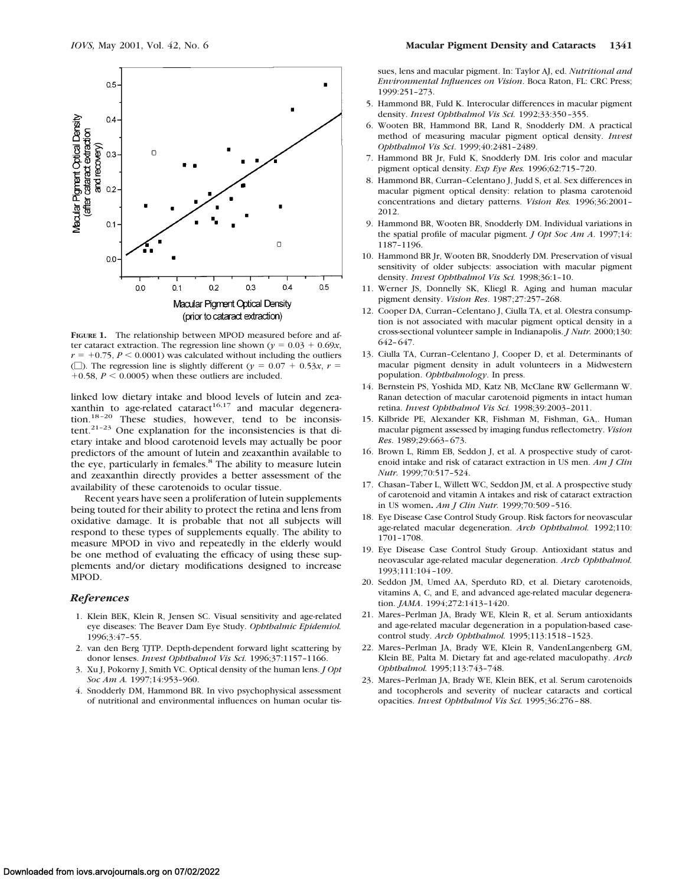Macular Pigment Optical Density (after cataract extraction and recovery)

0.5
0.4
0.3
0.2
0.1
0.0

0.0 0.1 0.2 0.3 0.4 0.5

Macular Pigment Optical Density (prior to cataract extraction)

**FIGURE 1.** The relationship between MPOD measured before and after cataract extraction. The regression line shown ($y = 0.03 + 0.69x$, $r = +0.75$, $P < 0.0001$) was calculated without including the outliers (□). The regression line is slightly different ($y = 0.07 + 0.53x$, $r = +0.58$, $P < 0.0005$) when these outliers are included.

linked low dietary intake and blood levels of lutein and zeaxanthin to age-related cataract[16,17] and macular degeneration.[18–20] These studies, however, tend to be inconsistent.[21–23] One explanation for the inconsistencies is that dietary intake and blood carotenoid levels may actually be poor predictors of the amount of lutein and zeaxanthin available to the eye, particularly in females.[8] The ability to measure lutein and zeaxanthin directly provides a better assessment of the availability of these carotenoids to ocular tissue.

Recent years have seen a proliferation of lutein supplements being touted for their ability to protect the retina and lens from oxidative damage. It is probable that not all subjects will respond to these types of supplements equally. The ability to measure MPOD in vivo and repeatedly in the elderly would be one method of evaluating the efficacy of using these supplements and/or dietary modifications designed to increase MPOD.

## *References*

1. Klein BEK, Klein R, Jensen SC. Visual sensitivity and age-related eye diseases: The Beaver Dam Eye Study. *Ophthalmic Epidemiol.* 1996;3:47–55.
2. van den Berg TJTP. Depth-dependent forward light scattering by donor lenses. *Invest Ophthalmol Vis Sci.* 1996;37:1157–1166.
3. Xu J, Pokorny J, Smith VC. Optical density of the human lens. *J Opt Soc Am A.* 1997;14:953–960.
4. Snodderly DM, Hammond BR. In vivo psychophysical assessment of nutritional and environmental influences on human ocular tissues, lens and macular pigment. In: Taylor AJ, ed. *Nutritional and Environmental Influences on Vision*. Boca Raton, FL: CRC Press; 1999:251–273.
5. Hammond BR, Fuld K. Interocular differences in macular pigment density. *Invest Ophthalmol Vis Sci.* 1992;33:350–355.
6. Wooten BR, Hammond BR, Land R, Snodderly DM. A practical method of measuring macular pigment optical density. *Invest Ophthalmol Vis Sci*. 1999;40:2481–2489.
7. Hammond BR Jr, Fuld K, Snodderly DM. Iris color and macular pigment optical density. *Exp Eye Res.* 1996;62:715–720.
8. Hammond BR, Curran–Celentano J, Judd S, et al. Sex differences in macular pigment optical density: relation to plasma carotenoid concentrations and dietary patterns. *Vision Res.* 1996;36:2001–2012.
9. Hammond BR, Wooten BR, Snodderly DM. Individual variations in the spatial profile of macular pigment. *J Opt Soc Am A*. 1997;14:1187–1196.
10. Hammond BR Jr, Wooten BR, Snodderly DM. Preservation of visual sensitivity of older subjects: association with macular pigment density. *Invest Ophthalmol Vis Sci.* 1998;36:1–10.
11. Werner JS, Donnelly SK, Kliegl R. Aging and human macular pigment density. *Vision Res*. 1987;27:257–268.
12. Cooper DA, Curran–Celentano J, Ciulla TA, et al. Olestra consumption is not associated with macular pigment optical density in a cross-sectional volunteer sample in Indianapolis. *J Nutr.* 2000;130:642–647.
13. Ciulla TA, Curran–Celentano J, Cooper D, et al. Determinants of macular pigment density in adult volunteers in a Midwestern population. *Ophthalmology*. In press.
14. Bernstein PS, Yoshida MD, Katz NB, McClane RW Gellermann W. Ranan detection of macular carotenoid pigments in intact human retina. *Invest Ophthalmol Vis Sci.* 1998;39:2003–2011.
15. Kilbride PE, Alexander KR, Fishman M, Fishman, GA,. Human macular pigment assessed by imaging fundus reflectometry. *Vision Res*. 1989;29:663–673.
16. Brown L, Rimm EB, Seddon J, et al. A prospective study of carotenoid intake and risk of cataract extraction in US men. *Am J Clin Nutr.* 1999;70:517–524.
17. Chasan–Taber L, Willett WC, Seddon JM, et al. A prospective study of carotenoid and vitamin A intakes and risk of cataract extraction in US women**.** *Am J Clin Nutr.* 1999;70:509–516.
18. Eye Disease Case Control Study Group. Risk factors for neovascular age-related macular degeneration. *Arch Ophthalmol.* 1992;110:1701–1708.
19. Eye Disease Case Control Study Group. Antioxidant status and neovascular age-related macular degeneration. *Arch Ophthalmol.* 1993;111:104–109.
20. Seddon JM, Umed AA, Sperduto RD, et al. Dietary carotenoids, vitamins A, C, and E, and advanced age-related macular degeneration. *JAMA*. 1994;272:1413–1420.
21. Mares–Perlman JA, Brady WE, Klein R, et al. Serum antioxidants and age-related macular degeneration in a population-based case-control study. *Arch Ophthalmol.* 1995;113:1518–1523.
22. Mares–Perlman JA, Brady WE, Klein R, VandenLangenberg GM, Klein BE, Palta M. Dietary fat and age-related maculopathy. *Arch Ophthalmol.* 1995;113:743–748.
23. Mares–Perlman JA, Brady WE, Klein BEK, et al. Serum carotenoids and tocopherols and severity of nuclear cataracts and cortical opacities. *Invest Ophthalmol Vis Sci.* 1995;36:276–88.